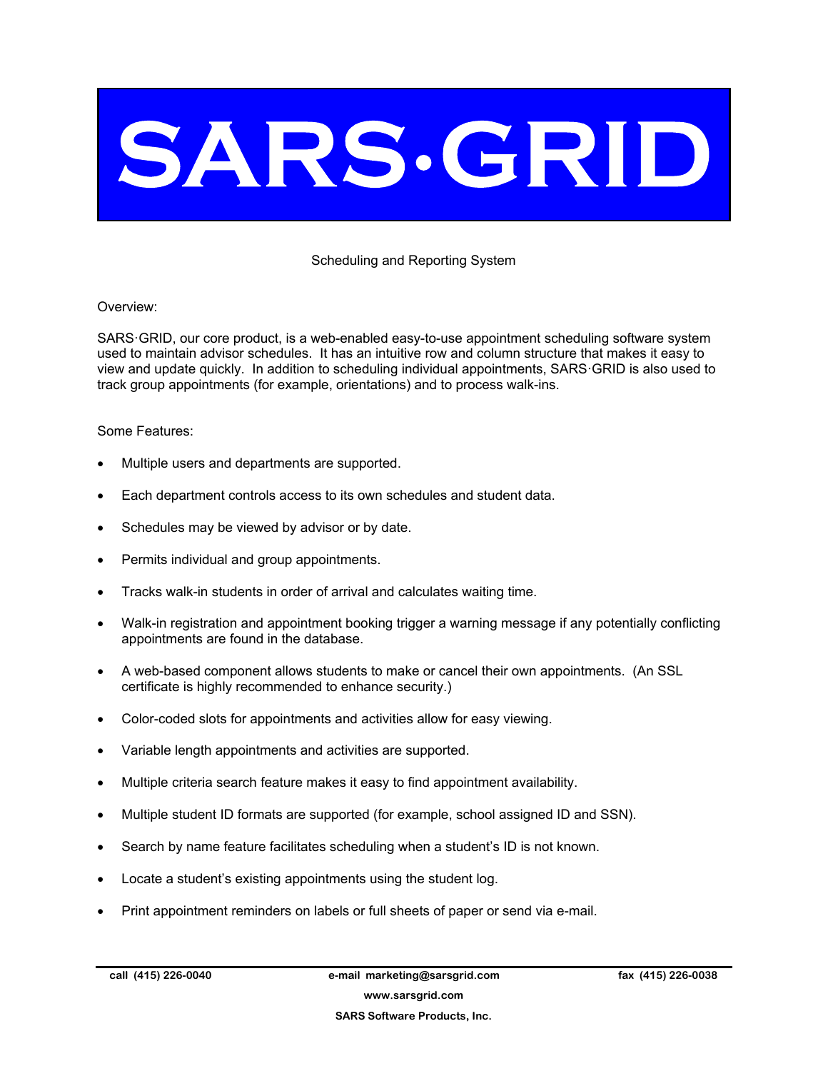# SARS·GRID

Scheduling and Reporting System

Overview:

SARS·GRID, our core product, is a web-enabled easy-to-use appointment scheduling software system used to maintain advisor schedules. It has an intuitive row and column structure that makes it easy to view and update quickly. In addition to scheduling individual appointments, SARS·GRID is also used to track group appointments (for example, orientations) and to process walk-ins.

Some Features:

- Multiple users and departments are supported.
- Each department controls access to its own schedules and student data.
- Schedules may be viewed by advisor or by date.
- Permits individual and group appointments.
- Tracks walk-in students in order of arrival and calculates waiting time.
- Walk-in registration and appointment booking trigger a warning message if any potentially conflicting appointments are found in the database.
- A web-based component allows students to make or cancel their own appointments. (An SSL certificate is highly recommended to enhance security.)
- Color-coded slots for appointments and activities allow for easy viewing.
- Variable length appointments and activities are supported.
- Multiple criteria search feature makes it easy to find appointment availability.
- Multiple student ID formats are supported (for example, school assigned ID and SSN).
- Search by name feature facilitates scheduling when a student's ID is not known.
- Locate a student's existing appointments using the student log.
- Print appointment reminders on labels or full sheets of paper or send via e-mail.

**call (415) 226-0040** **e-mail marketing@sarsgrid.com** **fax (415) 226-0038**

**www.sarsgrid.com**

**SARS Software Products, Inc.**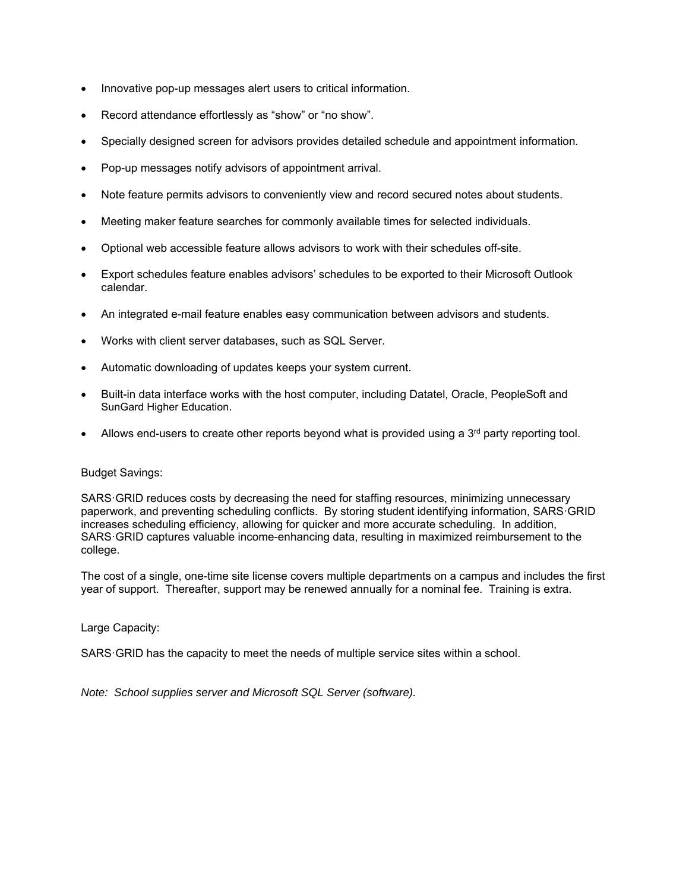- Innovative pop-up messages alert users to critical information.
- Record attendance effortlessly as "show" or "no show".
- Specially designed screen for advisors provides detailed schedule and appointment information.
- Pop-up messages notify advisors of appointment arrival.
- Note feature permits advisors to conveniently view and record secured notes about students.
- Meeting maker feature searches for commonly available times for selected individuals.
- Optional web accessible feature allows advisors to work with their schedules off-site.
- Export schedules feature enables advisors' schedules to be exported to their Microsoft Outlook calendar.
- An integrated e-mail feature enables easy communication between advisors and students.
- Works with client server databases, such as SQL Server.
- Automatic downloading of updates keeps your system current.
- Built-in data interface works with the host computer, including Datatel, Oracle, PeopleSoft and SunGard Higher Education.
- Allows end-users to create other reports beyond what is provided using a 3rd party reporting tool.

Budget Savings:

SARS·GRID reduces costs by decreasing the need for staffing resources, minimizing unnecessary paperwork, and preventing scheduling conflicts. By storing student identifying information, SARS·GRID increases scheduling efficiency, allowing for quicker and more accurate scheduling. In addition, SARS·GRID captures valuable income-enhancing data, resulting in maximized reimbursement to the college.

The cost of a single, one-time site license covers multiple departments on a campus and includes the first year of support. Thereafter, support may be renewed annually for a nominal fee. Training is extra.

Large Capacity:

SARS·GRID has the capacity to meet the needs of multiple service sites within a school.

*Note: School supplies server and Microsoft SQL Server (software).*